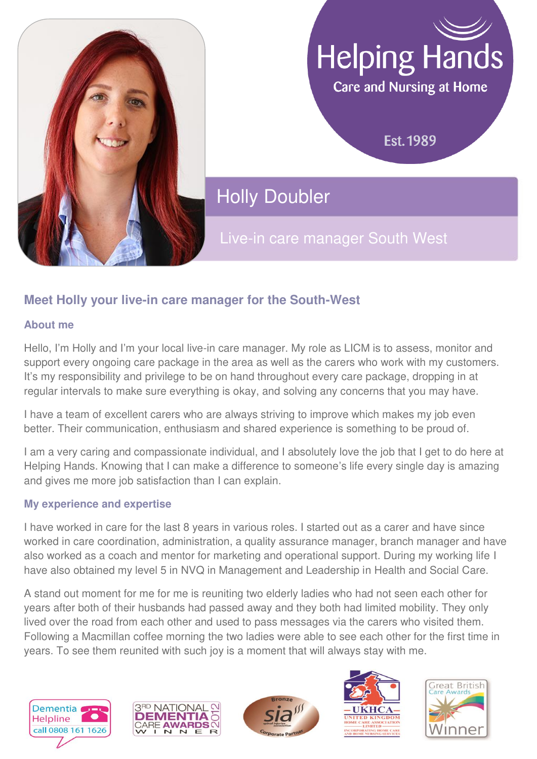Helping Hands

Care and Nursing at Home

Est. 1989

# Holly Doubler

Live-in care manager South West

## Meet Holly your live-in care manager for the South-West

### About me

Hello, I'm Holly and I'm your local live-in care manager. My role as LICM is to assess, monitor and support every ongoing care package in the area as well as the carers who work with my customers. It's my responsibility and privilege to be on hand throughout every care package, dropping in at regular intervals to make sure everything is okay, and solving any concerns that you may have.

I have a team of excellent carers who are always striving to improve which makes my job even better. Their communication, enthusiasm and shared experience is something to be proud of.

I am a very caring and compassionate individual, and I absolutely love the job that I get to do here at Helping Hands. Knowing that I can make a difference to someone's life every single day is amazing and gives me more job satisfaction than I can explain.

### My experience and expertise

I have worked in care for the last 8 years in various roles. I started out as a carer and have since worked in care coordination, administration, a quality assurance manager, branch manager and have also worked as a coach and mentor for marketing and operational support. During my working life I have also obtained my level 5 in NVQ in Management and Leadership in Health and Social Care.

A stand out moment for me for me is reuniting two elderly ladies who had not seen each other for years after both of their husbands had passed away and they both had limited mobility. They only lived over the road from each other and used to pass messages via the carers who visited them. Following a Macmillan coffee morning the two ladies were able to see each other for the first time in years. To see them reunited with such joy is a moment that will always stay with me.

Dementia Helpline call 0808 161 1626

3RD NATIONAL DEMENTIA CARE AWARDS 2012 WINNER

Bronze sia Corporate Partner

UKHCA United Kingdom Home Care Association Limited

Great British Care Awards Winner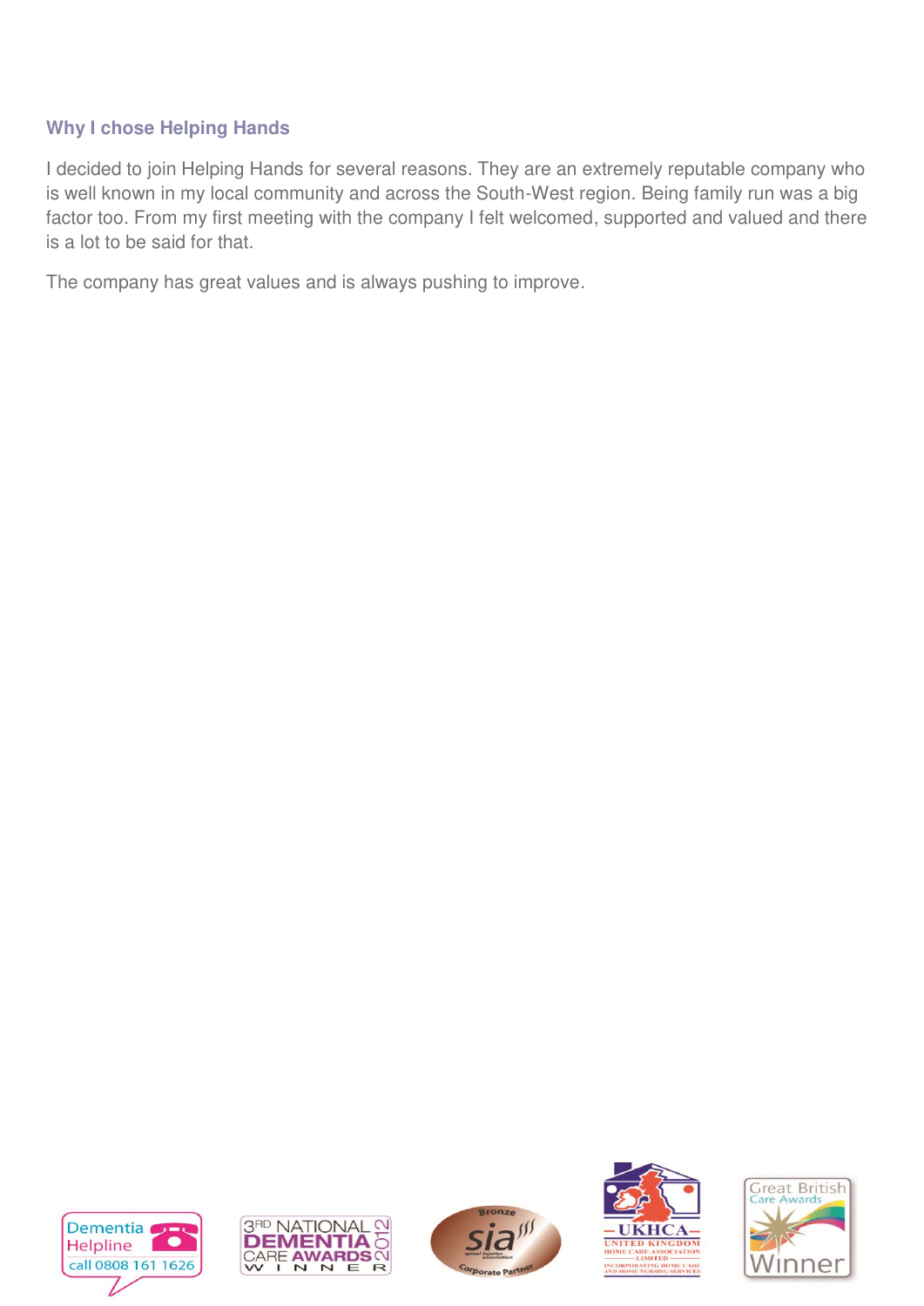### Why I chose Helping Hands

I decided to join Helping Hands for several reasons. They are an extremely reputable company who is well known in my local community and across the South-West region. Being family run was a big factor too. From my first meeting with the company I felt welcomed, supported and valued and there is a lot to be said for that.

The company has great values and is always pushing to improve.